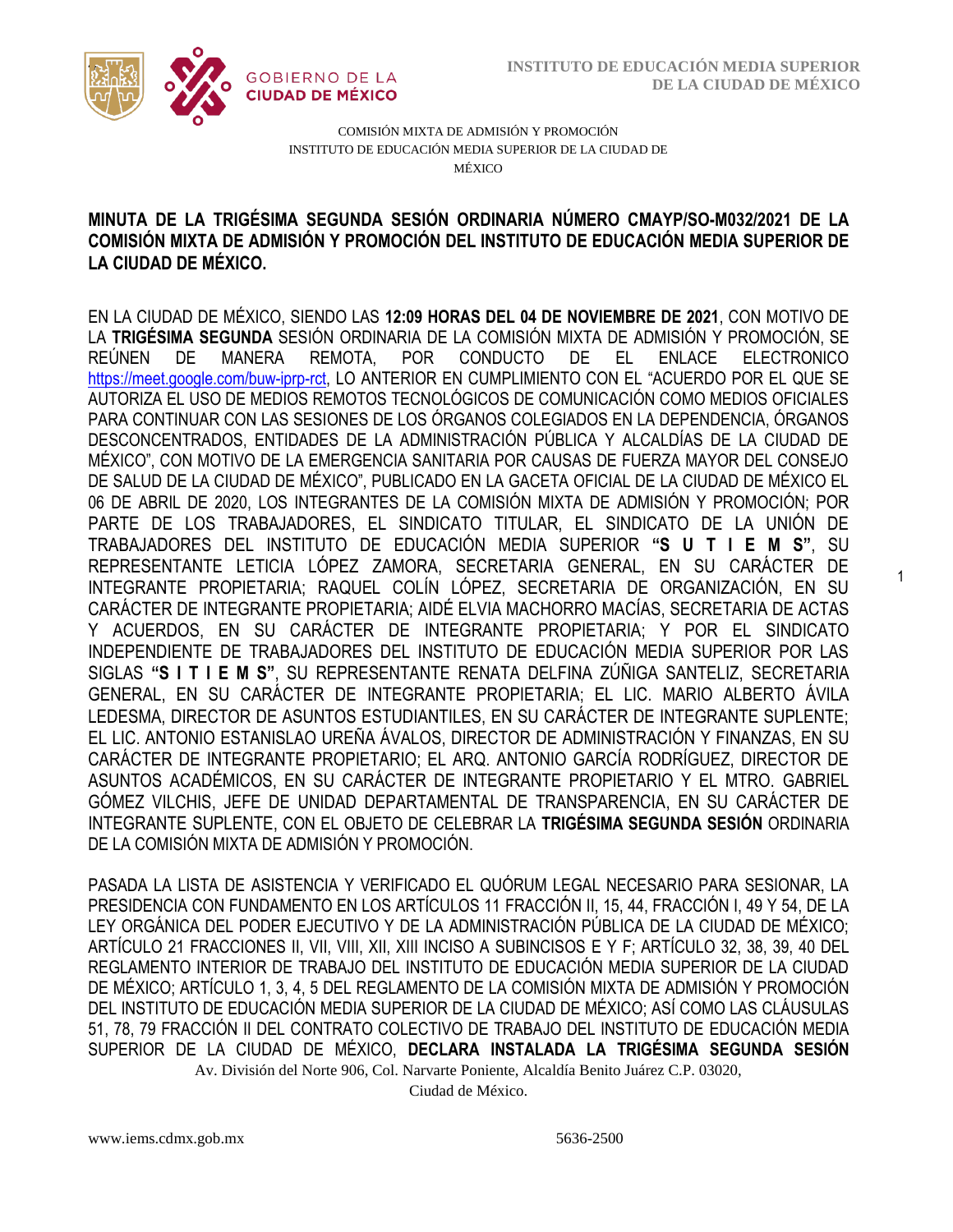COMISIÓN MIXTA DE ADMISIÓN Y PROMOCIÓN
INSTITUTO DE EDUCACIÓN MEDIA SUPERIOR DE LA CIUDAD DE MÉXICO

**MINUTA DE LA TRIGÉSIMA SEGUNDA SESIÓN ORDINARIA NÚMERO CMAYP/SO-M032/2021 DE LA COMISIÓN MIXTA DE ADMISIÓN Y PROMOCIÓN DEL INSTITUTO DE EDUCACIÓN MEDIA SUPERIOR DE LA CIUDAD DE MÉXICO.**

EN LA CIUDAD DE MÉXICO, SIENDO LAS **12:09 HORAS DEL 04 DE NOVIEMBRE DE 2021**, CON MOTIVO DE LA **TRIGÉSIMA SEGUNDA** SESIÓN ORDINARIA DE LA COMISIÓN MIXTA DE ADMISIÓN Y PROMOCIÓN, SE REÚNEN DE MANERA REMOTA, POR CONDUCTO DE EL ENLACE ELECTRONICO https://meet.google.com/buw-iprp-rct, LO ANTERIOR EN CUMPLIMIENTO CON EL "ACUERDO POR EL QUE SE AUTORIZA EL USO DE MEDIOS REMOTOS TECNOLÓGICOS DE COMUNICACIÓN COMO MEDIOS OFICIALES PARA CONTINUAR CON LAS SESIONES DE LOS ÓRGANOS COLEGIADOS EN LA DEPENDENCIA, ÓRGANOS DESCONCENTRADOS, ENTIDADES DE LA ADMINISTRACIÓN PÚBLICA Y ALCALDÍAS DE LA CIUDAD DE MÉXICO", CON MOTIVO DE LA EMERGENCIA SANITARIA POR CAUSAS DE FUERZA MAYOR DEL CONSEJO DE SALUD DE LA CIUDAD DE MÉXICO", PUBLICADO EN LA GACETA OFICIAL DE LA CIUDAD DE MÉXICO EL 06 DE ABRIL DE 2020, LOS INTEGRANTES DE LA COMISIÓN MIXTA DE ADMISIÓN Y PROMOCIÓN; POR PARTE DE LOS TRABAJADORES, EL SINDICATO TITULAR, EL SINDICATO DE LA UNIÓN DE TRABAJADORES DEL INSTITUTO DE EDUCACIÓN MEDIA SUPERIOR **"S U T I E M S"**, SU REPRESENTANTE LETICIA LÓPEZ ZAMORA, SECRETARIA GENERAL, EN SU CARÁCTER DE INTEGRANTE PROPIETARIA; RAQUEL COLÍN LÓPEZ, SECRETARIA DE ORGANIZACIÓN, EN SU CARÁCTER DE INTEGRANTE PROPIETARIA; AIDÉ ELVIA MACHORRO MACÍAS, SECRETARIA DE ACTAS Y ACUERDOS, EN SU CARÁCTER DE INTEGRANTE PROPIETARIA; Y POR EL SINDICATO INDEPENDIENTE DE TRABAJADORES DEL INSTITUTO DE EDUCACIÓN MEDIA SUPERIOR POR LAS SIGLAS **"S I T I E M S"**, SU REPRESENTANTE RENATA DELFINA ZÚÑIGA SANTELIZ, SECRETARIA GENERAL, EN SU CARÁCTER DE INTEGRANTE PROPIETARIA; EL LIC. MARIO ALBERTO ÁVILA LEDESMA, DIRECTOR DE ASUNTOS ESTUDIANTILES, EN SU CARÁCTER DE INTEGRANTE SUPLENTE; EL LIC. ANTONIO ESTANISLAO UREÑA ÁVALOS, DIRECTOR DE ADMINISTRACIÓN Y FINANZAS, EN SU CARÁCTER DE INTEGRANTE PROPIETARIO; EL ARQ. ANTONIO GARCÍA RODRÍGUEZ, DIRECTOR DE ASUNTOS ACADÉMICOS, EN SU CARÁCTER DE INTEGRANTE PROPIETARIO Y EL MTRO. GABRIEL GÓMEZ VILCHIS, JEFE DE UNIDAD DEPARTAMENTAL DE TRANSPARENCIA, EN SU CARÁCTER DE INTEGRANTE SUPLENTE, CON EL OBJETO DE CELEBRAR LA **TRIGÉSIMA SEGUNDA SESIÓN** ORDINARIA DE LA COMISIÓN MIXTA DE ADMISIÓN Y PROMOCIÓN.

PASADA LA LISTA DE ASISTENCIA Y VERIFICADO EL QUÓRUM LEGAL NECESARIO PARA SESIONAR, LA PRESIDENCIA CON FUNDAMENTO EN LOS ARTÍCULOS 11 FRACCIÓN II, 15, 44, FRACCIÓN I, 49 Y 54, DE LA LEY ORGÁNICA DEL PODER EJECUTIVO Y DE LA ADMINISTRACIÓN PÚBLICA DE LA CIUDAD DE MÉXICO; ARTÍCULO 21 FRACCIONES II, VII, VIII, XII, XIII INCISO A SUBINCISOS E Y F; ARTÍCULO 32, 38, 39, 40 DEL REGLAMENTO INTERIOR DE TRABAJO DEL INSTITUTO DE EDUCACIÓN MEDIA SUPERIOR DE LA CIUDAD DE MÉXICO; ARTÍCULO 1, 3, 4, 5 DEL REGLAMENTO DE LA COMISIÓN MIXTA DE ADMISIÓN Y PROMOCIÓN DEL INSTITUTO DE EDUCACIÓN MEDIA SUPERIOR DE LA CIUDAD DE MÉXICO; ASÍ COMO LAS CLÁUSULAS 51, 78, 79 FRACCIÓN II DEL CONTRATO COLECTIVO DE TRABAJO DEL INSTITUTO DE EDUCACIÓN MEDIA SUPERIOR DE LA CIUDAD DE MÉXICO, **DECLARA INSTALADA LA TRIGÉSIMA SEGUNDA SESIÓN**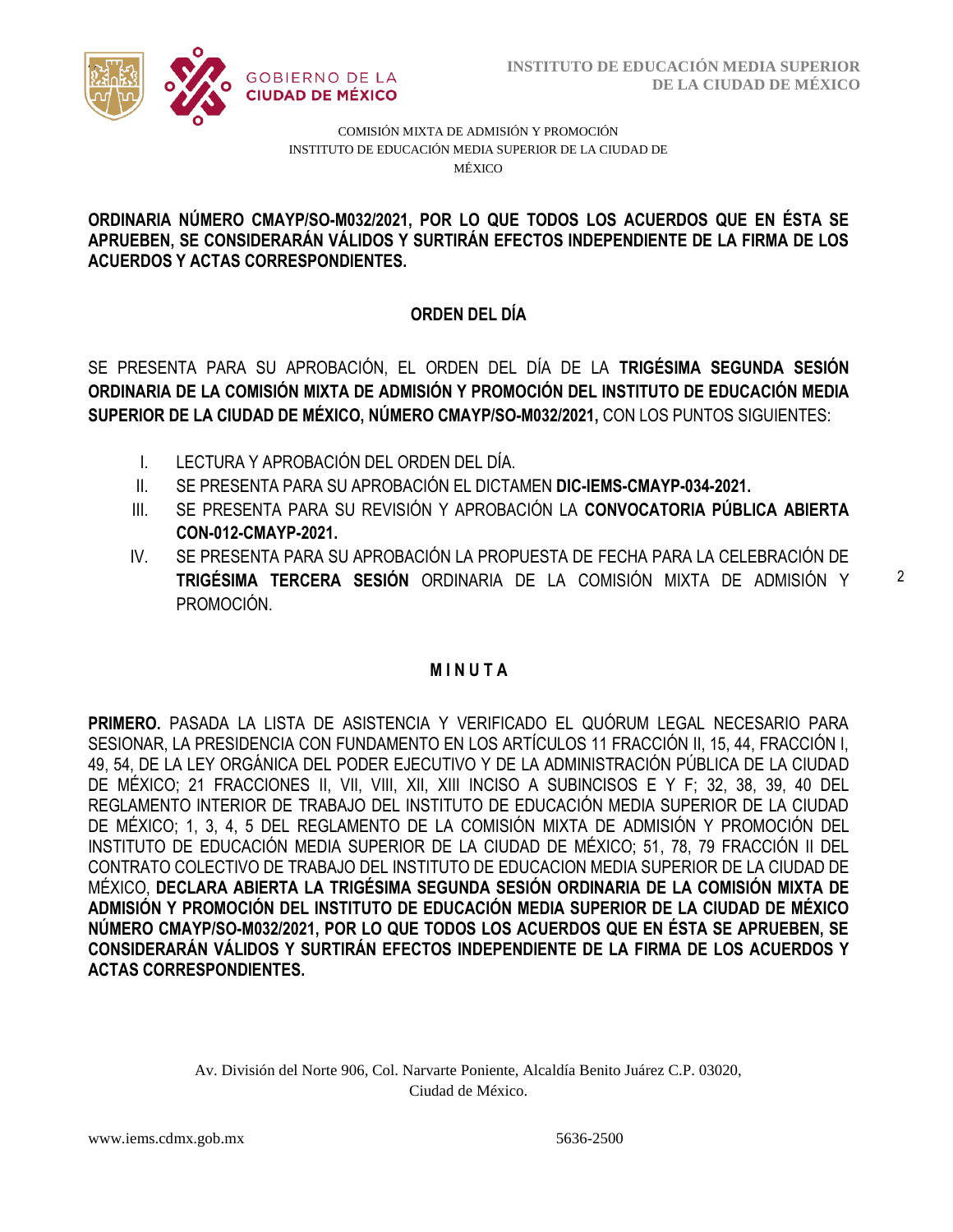COMISIÓN MIXTA DE ADMISIÓN Y PROMOCIÓN
INSTITUTO DE EDUCACIÓN MEDIA SUPERIOR DE LA CIUDAD DE MÉXICO

**ORDINARIA NÚMERO CMAYP/SO-M032/2021, POR LO QUE TODOS LOS ACUERDOS QUE EN ÉSTA SE APRUEBEN, SE CONSIDERARÁN VÁLIDOS Y SURTIRÁN EFECTOS INDEPENDIENTE DE LA FIRMA DE LOS ACUERDOS Y ACTAS CORRESPONDIENTES.**

## ORDEN DEL DÍA

SE PRESENTA PARA SU APROBACIÓN, EL ORDEN DEL DÍA DE LA **TRIGÉSIMA SEGUNDA SESIÓN ORDINARIA DE LA COMISIÓN MIXTA DE ADMISIÓN Y PROMOCIÓN DEL INSTITUTO DE EDUCACIÓN MEDIA SUPERIOR DE LA CIUDAD DE MÉXICO, NÚMERO CMAYP/SO-M032/2021,** CON LOS PUNTOS SIGUIENTES:

I. LECTURA Y APROBACIÓN DEL ORDEN DEL DÍA.
II. SE PRESENTA PARA SU APROBACIÓN EL DICTAMEN **DIC-IEMS-CMAYP-034-2021.**
III. SE PRESENTA PARA SU REVISIÓN Y APROBACIÓN LA **CONVOCATORIA PÚBLICA ABIERTA CON-012-CMAYP-2021.**
IV. SE PRESENTA PARA SU APROBACIÓN LA PROPUESTA DE FECHA PARA LA CELEBRACIÓN DE **TRIGÉSIMA TERCERA SESIÓN** ORDINARIA DE LA COMISIÓN MIXTA DE ADMISIÓN Y PROMOCIÓN.

## M I N U T A

**PRIMERO.** PASADA LA LISTA DE ASISTENCIA Y VERIFICADO EL QUÓRUM LEGAL NECESARIO PARA SESIONAR, LA PRESIDENCIA CON FUNDAMENTO EN LOS ARTÍCULOS 11 FRACCIÓN II, 15, 44, FRACCIÓN I, 49, 54, DE LA LEY ORGÁNICA DEL PODER EJECUTIVO Y DE LA ADMINISTRACIÓN PÚBLICA DE LA CIUDAD DE MÉXICO; 21 FRACCIONES II, VII, VIII, XII, XIII INCISO A SUBINCISOS E Y F; 32, 38, 39, 40 DEL REGLAMENTO INTERIOR DE TRABAJO DEL INSTITUTO DE EDUCACIÓN MEDIA SUPERIOR DE LA CIUDAD DE MÉXICO; 1, 3, 4, 5 DEL REGLAMENTO DE LA COMISIÓN MIXTA DE ADMISIÓN Y PROMOCIÓN DEL INSTITUTO DE EDUCACIÓN MEDIA SUPERIOR DE LA CIUDAD DE MÉXICO; 51, 78, 79 FRACCIÓN II DEL CONTRATO COLECTIVO DE TRABAJO DEL INSTITUTO DE EDUCACION MEDIA SUPERIOR DE LA CIUDAD DE MÉXICO, **DECLARA ABIERTA LA TRIGÉSIMA SEGUNDA SESIÓN ORDINARIA DE LA COMISIÓN MIXTA DE ADMISIÓN Y PROMOCIÓN DEL INSTITUTO DE EDUCACIÓN MEDIA SUPERIOR DE LA CIUDAD DE MÉXICO NÚMERO CMAYP/SO-M032/2021, POR LO QUE TODOS LOS ACUERDOS QUE EN ÉSTA SE APRUEBEN, SE CONSIDERARÁN VÁLIDOS Y SURTIRÁN EFECTOS INDEPENDIENTE DE LA FIRMA DE LOS ACUERDOS Y ACTAS CORRESPONDIENTES.**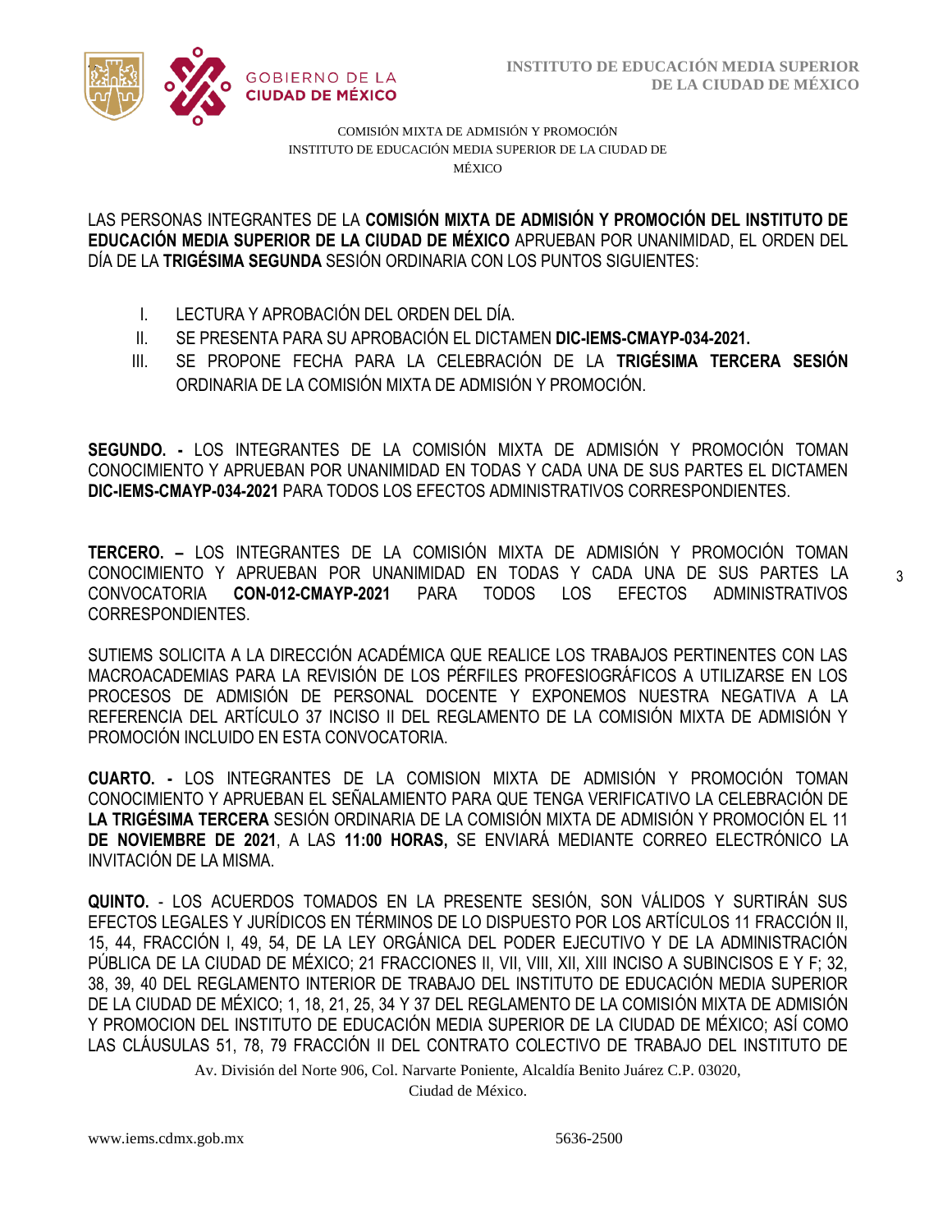LAS PERSONAS INTEGRANTES DE LA **COMISIÓN MIXTA DE ADMISIÓN Y PROMOCIÓN DEL INSTITUTO DE EDUCACIÓN MEDIA SUPERIOR DE LA CIUDAD DE MÉXICO** APRUEBAN POR UNANIMIDAD, EL ORDEN DEL DÍA DE LA **TRIGÉSIMA SEGUNDA** SESIÓN ORDINARIA CON LOS PUNTOS SIGUIENTES:

I. LECTURA Y APROBACIÓN DEL ORDEN DEL DÍA.
II. SE PRESENTA PARA SU APROBACIÓN EL DICTAMEN **DIC-IEMS-CMAYP-034-2021.**
III. SE PROPONE FECHA PARA LA CELEBRACIÓN DE LA **TRIGÉSIMA TERCERA SESIÓN** ORDINARIA DE LA COMISIÓN MIXTA DE ADMISIÓN Y PROMOCIÓN.

**SEGUNDO. -** LOS INTEGRANTES DE LA COMISIÓN MIXTA DE ADMISIÓN Y PROMOCIÓN TOMAN CONOCIMIENTO Y APRUEBAN POR UNANIMIDAD EN TODAS Y CADA UNA DE SUS PARTES EL DICTAMEN **DIC-IEMS-CMAYP-034-2021** PARA TODOS LOS EFECTOS ADMINISTRATIVOS CORRESPONDIENTES.

**TERCERO. –** LOS INTEGRANTES DE LA COMISIÓN MIXTA DE ADMISIÓN Y PROMOCIÓN TOMAN CONOCIMIENTO Y APRUEBAN POR UNANIMIDAD EN TODAS Y CADA UNA DE SUS PARTES LA CONVOCATORIA **CON-012-CMAYP-2021** PARA TODOS LOS EFECTOS ADMINISTRATIVOS CORRESPONDIENTES.

SUTIEMS SOLICITA A LA DIRECCIÓN ACADÉMICA QUE REALICE LOS TRABAJOS PERTINENTES CON LAS MACROACADEMIAS PARA LA REVISIÓN DE LOS PÉRFILES PROFESIOGRÁFICOS A UTILIZARSE EN LOS PROCESOS DE ADMISIÓN DE PERSONAL DOCENTE Y EXPONEMOS NUESTRA NEGATIVA A LA REFERENCIA DEL ARTÍCULO 37 INCISO II DEL REGLAMENTO DE LA COMISIÓN MIXTA DE ADMISIÓN Y PROMOCIÓN INCLUIDO EN ESTA CONVOCATORIA.

**CUARTO. -** LOS INTEGRANTES DE LA COMISION MIXTA DE ADMISIÓN Y PROMOCIÓN TOMAN CONOCIMIENTO Y APRUEBAN EL SEÑALAMIENTO PARA QUE TENGA VERIFICATIVO LA CELEBRACIÓN DE **LA TRIGÉSIMA TERCERA** SESIÓN ORDINARIA DE LA COMISIÓN MIXTA DE ADMISIÓN Y PROMOCIÓN EL 11 **DE NOVIEMBRE DE 2021**, A LAS **11:00 HORAS**, SE ENVIARÁ MEDIANTE CORREO ELECTRÓNICO LA INVITACIÓN DE LA MISMA.

**QUINTO.** - LOS ACUERDOS TOMADOS EN LA PRESENTE SESIÓN, SON VÁLIDOS Y SURTIRÁN SUS EFECTOS LEGALES Y JURÍDICOS EN TÉRMINOS DE LO DISPUESTO POR LOS ARTÍCULOS 11 FRACCIÓN II, 15, 44, FRACCIÓN I, 49, 54, DE LA LEY ORGÁNICA DEL PODER EJECUTIVO Y DE LA ADMINISTRACIÓN PÚBLICA DE LA CIUDAD DE MÉXICO; 21 FRACCIONES II, VII, VIII, XII, XIII INCISO A SUBINCISOS E Y F; 32, 38, 39, 40 DEL REGLAMENTO INTERIOR DE TRABAJO DEL INSTITUTO DE EDUCACIÓN MEDIA SUPERIOR DE LA CIUDAD DE MÉXICO; 1, 18, 21, 25, 34 Y 37 DEL REGLAMENTO DE LA COMISIÓN MIXTA DE ADMISIÓN Y PROMOCION DEL INSTITUTO DE EDUCACIÓN MEDIA SUPERIOR DE LA CIUDAD DE MÉXICO; ASÍ COMO LAS CLÁUSULAS 51, 78, 79 FRACCIÓN II DEL CONTRATO COLECTIVO DE TRABAJO DEL INSTITUTO DE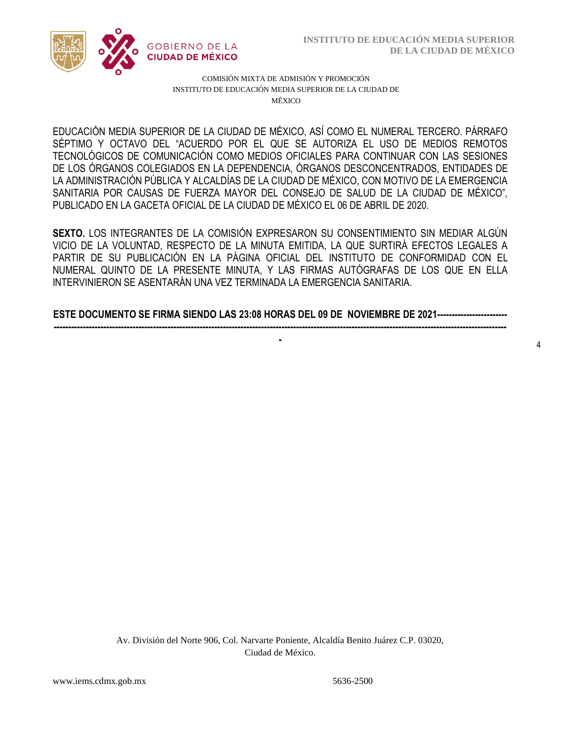EDUCACIÓN MEDIA SUPERIOR DE LA CIUDAD DE MÉXICO, ASÍ COMO EL NUMERAL TERCERO. PÁRRAFO SÉPTIMO Y OCTAVO DEL "ACUERDO POR EL QUE SE AUTORIZA EL USO DE MEDIOS REMOTOS TECNOLÓGICOS DE COMUNICACIÓN COMO MEDIOS OFICIALES PARA CONTINUAR CON LAS SESIONES DE LOS ÓRGANOS COLEGIADOS EN LA DEPENDENCIA, ÓRGANOS DESCONCENTRADOS, ENTIDADES DE LA ADMINISTRACIÓN PÚBLICA Y ALCALDÍAS DE LA CIUDAD DE MÉXICO, CON MOTIVO DE LA EMERGENCIA SANITARIA POR CAUSAS DE FUERZA MAYOR DEL CONSEJO DE SALUD DE LA CIUDAD DE MÉXICO", PUBLICADO EN LA GACETA OFICIAL DE LA CIUDAD DE MÉXICO EL 06 DE ABRIL DE 2020.

**SEXTO.** LOS INTEGRANTES DE LA COMISIÓN EXPRESARON SU CONSENTIMIENTO SIN MEDIAR ALGÚN VICIO DE LA VOLUNTAD, RESPECTO DE LA MINUTA EMITIDA, LA QUE SURTIRÁ EFECTOS LEGALES A PARTIR DE SU PUBLICACIÓN EN LA PÁGINA OFICIAL DEL INSTITUTO DE CONFORMIDAD CON EL NUMERAL QUINTO DE LA PRESENTE MINUTA, Y LAS FIRMAS AUTÓGRAFAS DE LOS QUE EN ELLA INTERVINIERON SE ASENTARÁN UNA VEZ TERMINADA LA EMERGENCIA SANITARIA.

**ESTE DOCUMENTO SE FIRMA SIENDO LAS 23:08 HORAS DEL 09 DE NOVIEMBRE DE 2021-------------------------------------------------------------------------------------------------------------------------------------------------------------------------------------------**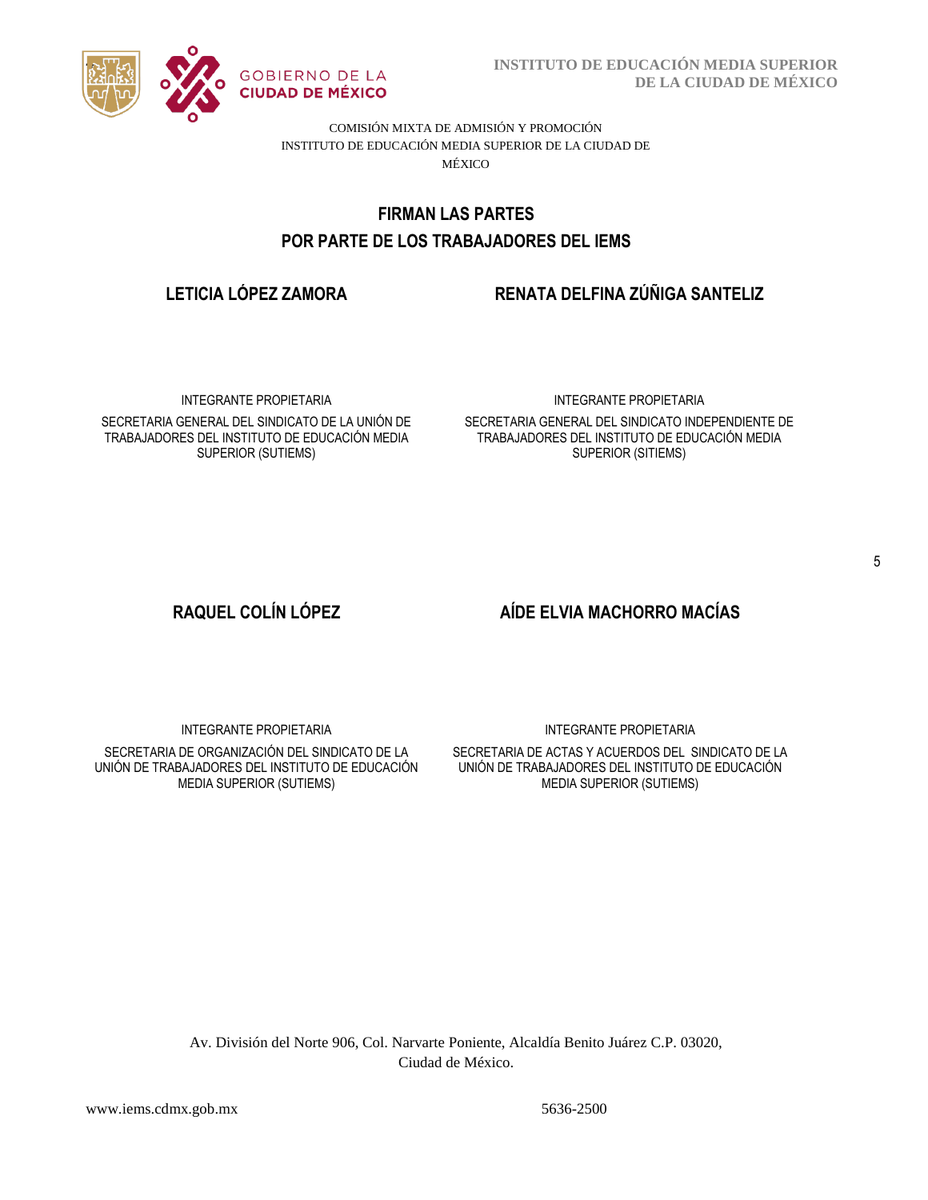COMISIÓN MIXTA DE ADMISIÓN Y PROMOCIÓN
INSTITUTO DE EDUCACIÓN MEDIA SUPERIOR DE LA CIUDAD DE MÉXICO

## FIRMAN LAS PARTES
## POR PARTE DE LOS TRABAJADORES DEL IEMS

**LETICIA LÓPEZ ZAMORA**

INTEGRANTE PROPIETARIA

SECRETARIA GENERAL DEL SINDICATO DE LA UNIÓN DE TRABAJADORES DEL INSTITUTO DE EDUCACIÓN MEDIA SUPERIOR (SUTIEMS)

**RENATA DELFINA ZÚÑIGA SANTELIZ**

INTEGRANTE PROPIETARIA

SECRETARIA GENERAL DEL SINDICATO INDEPENDIENTE DE TRABAJADORES DEL INSTITUTO DE EDUCACIÓN MEDIA SUPERIOR (SITIEMS)

**RAQUEL COLÍN LÓPEZ**

INTEGRANTE PROPIETARIA

SECRETARIA DE ORGANIZACIÓN DEL SINDICATO DE LA UNIÓN DE TRABAJADORES DEL INSTITUTO DE EDUCACIÓN MEDIA SUPERIOR (SUTIEMS)

**AÍDE ELVIA MACHORRO MACÍAS**

INTEGRANTE PROPIETARIA

SECRETARIA DE ACTAS Y ACUERDOS DEL SINDICATO DE LA UNIÓN DE TRABAJADORES DEL INSTITUTO DE EDUCACIÓN MEDIA SUPERIOR (SUTIEMS)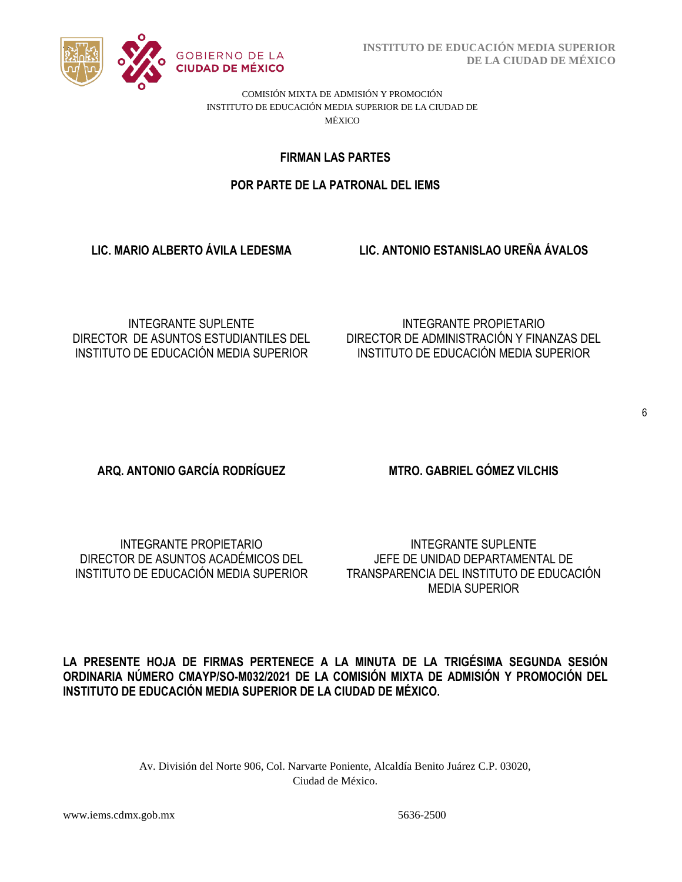COMISIÓN MIXTA DE ADMISIÓN Y PROMOCIÓN
INSTITUTO DE EDUCACIÓN MEDIA SUPERIOR DE LA CIUDAD DE MÉXICO

**FIRMAN LAS PARTES**

**POR PARTE DE LA PATRONAL DEL IEMS**

| | |
|---|---|
| **LIC. MARIO ALBERTO ÁVILA LEDESMA** | **LIC. ANTONIO ESTANISLAO UREÑA ÁVALOS** |
| INTEGRANTE SUPLENTE<br>DIRECTOR DE ASUNTOS ESTUDIANTILES DEL INSTITUTO DE EDUCACIÓN MEDIA SUPERIOR | INTEGRANTE PROPIETARIO<br>DIRECTOR DE ADMINISTRACIÓN Y FINANZAS DEL INSTITUTO DE EDUCACIÓN MEDIA SUPERIOR |
| **ARQ. ANTONIO GARCÍA RODRÍGUEZ** | **MTRO. GABRIEL GÓMEZ VILCHIS** |
| INTEGRANTE PROPIETARIO<br>DIRECTOR DE ASUNTOS ACADÉMICOS DEL INSTITUTO DE EDUCACIÓN MEDIA SUPERIOR | INTEGRANTE SUPLENTE<br>JEFE DE UNIDAD DEPARTAMENTAL DE TRANSPARENCIA DEL INSTITUTO DE EDUCACIÓN MEDIA SUPERIOR |

**LA PRESENTE HOJA DE FIRMAS PERTENECE A LA MINUTA DE LA TRIGÉSIMA SEGUNDA SESIÓN ORDINARIA NÚMERO CMAYP/SO-M032/2021 DE LA COMISIÓN MIXTA DE ADMISIÓN Y PROMOCIÓN DEL INSTITUTO DE EDUCACIÓN MEDIA SUPERIOR DE LA CIUDAD DE MÉXICO.**